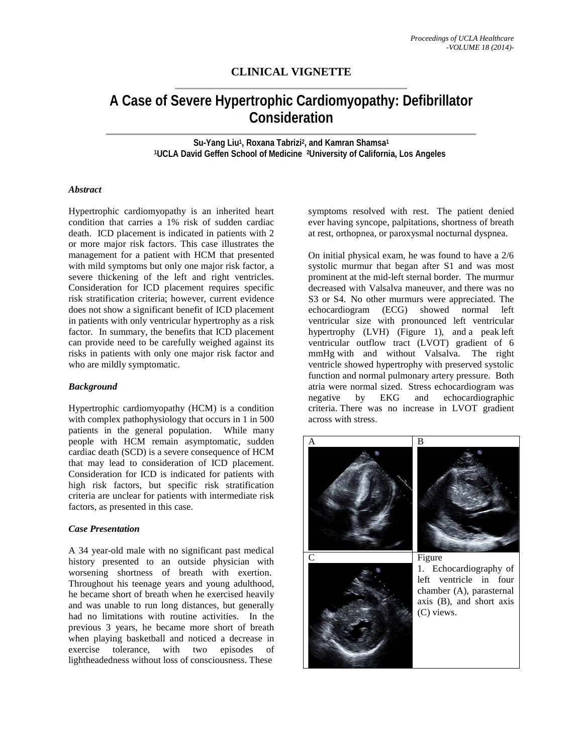## CLINICAL VIGNETTE

# A Case of Severe Hypertrophic Cardiomyopathy: Defibrillator Consideration

**Su-Yang Liu[1], Roxana Tabrizi[2], and Kamran Shamsa[1]**
**[1]UCLA David Geffen School of Medicine [2]University of California, Los Angeles**

### *Abstract*

Hypertrophic cardiomyopathy is an inherited heart condition that carries a 1% risk of sudden cardiac death. ICD placement is indicated in patients with 2 or more major risk factors. This case illustrates the management for a patient with HCM that presented with mild symptoms but only one major risk factor, a severe thickening of the left and right ventricles. Consideration for ICD placement requires specific risk stratification criteria; however, current evidence does not show a significant benefit of ICD placement in patients with only ventricular hypertrophy as a risk factor. In summary, the benefits that ICD placement can provide need to be carefully weighed against its risks in patients with only one major risk factor and who are mildly symptomatic.

### *Background*

Hypertrophic cardiomyopathy (HCM) is a condition with complex pathophysiology that occurs in 1 in 500 patients in the general population. While many people with HCM remain asymptomatic, sudden cardiac death (SCD) is a severe consequence of HCM that may lead to consideration of ICD placement. Consideration for ICD is indicated for patients with high risk factors, but specific risk stratification criteria are unclear for patients with intermediate risk factors, as presented in this case.

### *Case Presentation*

A 34 year-old male with no significant past medical history presented to an outside physician with worsening shortness of breath with exertion. Throughout his teenage years and young adulthood, he became short of breath when he exercised heavily and was unable to run long distances, but generally had no limitations with routine activities. In the previous 3 years, he became more short of breath when playing basketball and noticed a decrease in exercise tolerance, with two episodes of lightheadedness without loss of consciousness. These symptoms resolved with rest. The patient denied ever having syncope, palpitations, shortness of breath at rest, orthopnea, or paroxysmal nocturnal dyspnea.

On initial physical exam, he was found to have a 2/6 systolic murmur that began after S1 and was most prominent at the mid-left sternal border. The murmur decreased with Valsalva maneuver, and there was no S3 or S4. No other murmurs were appreciated. The echocardiogram (ECG) showed normal left ventricular size with pronounced left ventricular hypertrophy (LVH) (Figure 1), and a peak left ventricular outflow tract (LVOT) gradient of 6 mmHg with and without Valsalva. The right ventricle showed hypertrophy with preserved systolic function and normal pulmonary artery pressure. Both atria were normal sized. Stress echocardiogram was negative by EKG and echocardiographic criteria. There was no increase in LVOT gradient across with stress.

Figure 1. Echocardiography of left ventricle in four chamber (A), parasternal axis (B), and short axis (C) views.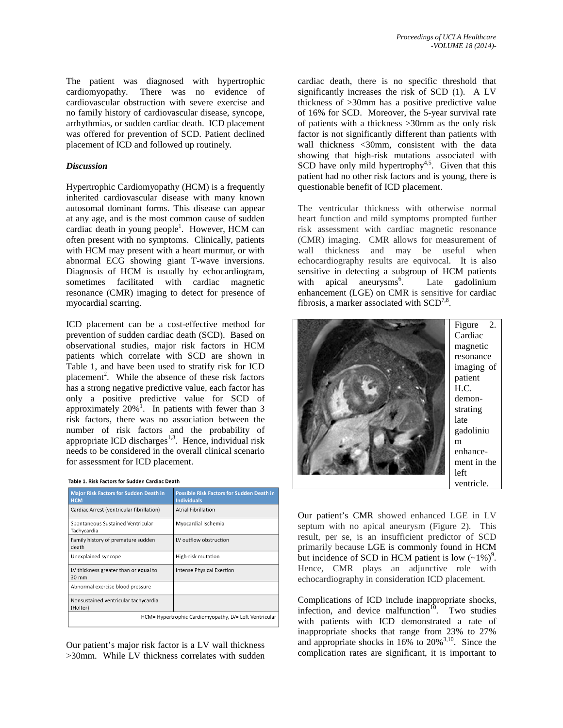The patient was diagnosed with hypertrophic cardiomyopathy. There was no evidence of cardiovascular obstruction with severe exercise and no family history of cardiovascular disease, syncope, arrhythmias, or sudden cardiac death. ICD placement was offered for prevention of SCD. Patient declined placement of ICD and followed up routinely.

### *Discussion*

Hypertrophic Cardiomyopathy (HCM) is a frequently inherited cardiovascular disease with many known autosomal dominant forms. This disease can appear at any age, and is the most common cause of sudden cardiac death in young people[1]. However, HCM can often present with no symptoms. Clinically, patients with HCM may present with a heart murmur, or with abnormal ECG showing giant T-wave inversions. Diagnosis of HCM is usually by echocardiogram, sometimes facilitated with cardiac magnetic resonance (CMR) imaging to detect for presence of myocardial scarring.

ICD placement can be a cost-effective method for prevention of sudden cardiac death (SCD). Based on observational studies, major risk factors in HCM patients which correlate with SCD are shown in Table 1, and have been used to stratify risk for ICD placement[2]. While the absence of these risk factors has a strong negative predictive value, each factor has only a positive predictive value for SCD of approximately 20%[1]. In patients with fewer than 3 risk factors, there was no association between the number of risk factors and the probability of appropriate ICD discharges[1,3]. Hence, individual risk needs to be considered in the overall clinical scenario for assessment for ICD placement.

**Table 1. Risk Factors for Sudden Cardiac Death**

| Major Risk Factors for Sudden Death in HCM | Possible Risk Factors for Sudden Death in Individuals |
|---|---|
| Cardiac Arrest (ventricular fibrillation) | Atrial Fibrillation |
| Spontaneous Sustained Ventricular Tachycardia | Myocardial Ischemia |
| Family history of premature sudden death | LV outflow obstruction |
| Unexplained syncope | High-risk mutation |
| LV thickness greater than or equal to 30 mm | Intense Physical Exertion |
| Abnormal exercise blood pressure | |
| Nonsustained ventricular tachycardia (Holter) | |

HCM= Hypertrophic Cardiomyopathy, LV= Left Ventricular

Our patient's major risk factor is a LV wall thickness >30mm. While LV thickness correlates with sudden cardiac death, there is no specific threshold that significantly increases the risk of SCD (1). A LV thickness of >30mm has a positive predictive value of 16% for SCD. Moreover, the 5-year survival rate of patients with a thickness >30mm as the only risk factor is not significantly different than patients with wall thickness <30mm, consistent with the data showing that high-risk mutations associated with SCD have only mild hypertrophy[4,5]. Given that this patient had no other risk factors and is young, there is questionable benefit of ICD placement.

The ventricular thickness with otherwise normal heart function and mild symptoms prompted further risk assessment with cardiac magnetic resonance (CMR) imaging. CMR allows for measurement of wall thickness and may be useful when echocardiography results are equivocal. It is also sensitive in detecting a subgroup of HCM patients with apical aneurysms[6]. Late gadolinium enhancement (LGE) on CMR is sensitive for cardiac fibrosis, a marker associated with SCD[7,8].

Figure 2. Cardiac magnetic resonance imaging of patient H.C. demonstrating late gadolinium enhancement in the left ventricle.

Our patient's CMR showed enhanced LGE in LV septum with no apical aneurysm (Figure 2). This result, per se, is an insufficient predictor of SCD primarily because LGE is commonly found in HCM but incidence of SCD in HCM patient is low (~1%)[9]. Hence, CMR plays an adjunctive role with echocardiography in consideration ICD placement.

Complications of ICD include inappropriate shocks, infection, and device malfunction[10]. Two studies with patients with ICD demonstrated a rate of inappropriate shocks that range from 23% to 27% and appropriate shocks in 16% to 20%[3,10]. Since the complication rates are significant, it is important to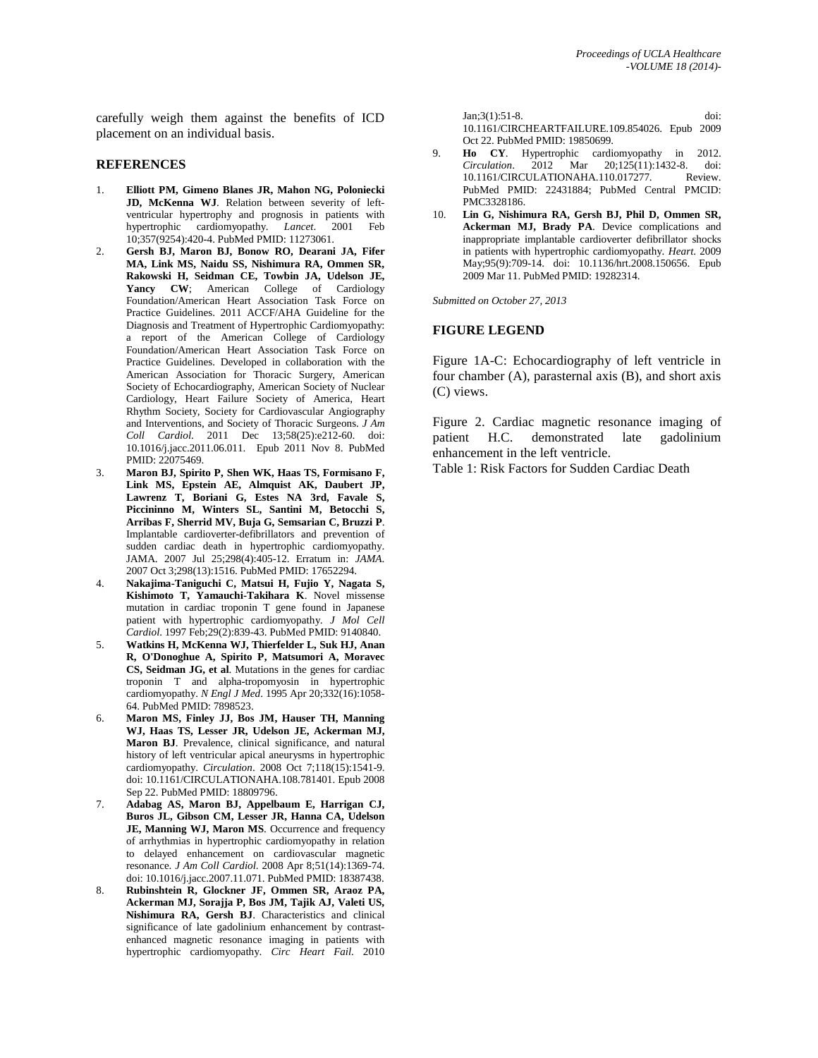carefully weigh them against the benefits of ICD placement on an individual basis.

## REFERENCES

1. **Elliott PM, Gimeno Blanes JR, Mahon NG, Poloniecki JD, McKenna WJ**. Relation between severity of left-ventricular hypertrophy and prognosis in patients with hypertrophic cardiomyopathy. *Lancet*. 2001 Feb 10;357(9254):420-4. PubMed PMID: 11273061.
2. **Gersh BJ, Maron BJ, Bonow RO, Dearani JA, Fifer MA, Link MS, Naidu SS, Nishimura RA, Ommen SR, Rakowski H, Seidman CE, Towbin JA, Udelson JE, Yancy CW**; American College of Cardiology Foundation/American Heart Association Task Force on Practice Guidelines. 2011 ACCF/AHA Guideline for the Diagnosis and Treatment of Hypertrophic Cardiomyopathy: a report of the American College of Cardiology Foundation/American Heart Association Task Force on Practice Guidelines. Developed in collaboration with the American Association for Thoracic Surgery, American Society of Echocardiography, American Society of Nuclear Cardiology, Heart Failure Society of America, Heart Rhythm Society, Society for Cardiovascular Angiography and Interventions, and Society of Thoracic Surgeons. *J Am Coll Cardiol*. 2011 Dec 13;58(25):e212-60. doi: 10.1016/j.jacc.2011.06.011. Epub 2011 Nov 8. PubMed PMID: 22075469.
3. **Maron BJ, Spirito P, Shen WK, Haas TS, Formisano F, Link MS, Epstein AE, Almquist AK, Daubert JP, Lawrenz T, Boriani G, Estes NA 3rd, Favale S, Piccininno M, Winters SL, Santini M, Betocchi S, Arribas F, Sherrid MV, Buja G, Semsarian C, Bruzzi P**. Implantable cardioverter-defibrillators and prevention of sudden cardiac death in hypertrophic cardiomyopathy. JAMA. 2007 Jul 25;298(4):405-12. Erratum in: *JAMA*. 2007 Oct 3;298(13):1516. PubMed PMID: 17652294.
4. **Nakajima-Taniguchi C, Matsui H, Fujio Y, Nagata S, Kishimoto T, Yamauchi-Takihara K**. Novel missense mutation in cardiac troponin T gene found in Japanese patient with hypertrophic cardiomyopathy. *J Mol Cell Cardiol*. 1997 Feb;29(2):839-43. PubMed PMID: 9140840.
5. **Watkins H, McKenna WJ, Thierfelder L, Suk HJ, Anan R, O'Donoghue A, Spirito P, Matsumori A, Moravec CS, Seidman JG, et al**. Mutations in the genes for cardiac troponin T and alpha-tropomyosin in hypertrophic cardiomyopathy. *N Engl J Med*. 1995 Apr 20;332(16):1058-64. PubMed PMID: 7898523.
6. **Maron MS, Finley JJ, Bos JM, Hauser TH, Manning WJ, Haas TS, Lesser JR, Udelson JE, Ackerman MJ, Maron BJ**. Prevalence, clinical significance, and natural history of left ventricular apical aneurysms in hypertrophic cardiomyopathy. *Circulation*. 2008 Oct 7;118(15):1541-9. doi: 10.1161/CIRCULATIONAHA.108.781401. Epub 2008 Sep 22. PubMed PMID: 18809796.
7. **Adabag AS, Maron BJ, Appelbaum E, Harrigan CJ, Buros JL, Gibson CM, Lesser JR, Hanna CA, Udelson JE, Manning WJ, Maron MS**. Occurrence and frequency of arrhythmias in hypertrophic cardiomyopathy in relation to delayed enhancement on cardiovascular magnetic resonance. *J Am Coll Cardiol*. 2008 Apr 8;51(14):1369-74. doi: 10.1016/j.jacc.2007.11.071. PubMed PMID: 18387438.
8. **Rubinshtein R, Glockner JF, Ommen SR, Araoz PA, Ackerman MJ, Sorajja P, Bos JM, Tajik AJ, Valeti US, Nishimura RA, Gersh BJ**. Characteristics and clinical significance of late gadolinium enhancement by contrast-enhanced magnetic resonance imaging in patients with hypertrophic cardiomyopathy. *Circ Heart Fail*. 2010 Jan;3(1):51-8. doi: 10.1161/CIRCHEARTFAILURE.109.854026. Epub 2009 Oct 22. PubMed PMID: 19850699.
9. **Ho CY**. Hypertrophic cardiomyopathy in 2012. *Circulation*. 2012 Mar 20;125(11):1432-8. doi: 10.1161/CIRCULATIONAHA.110.017277. Review. PubMed PMID: 22431884; PubMed Central PMCID: PMC3328186.
10. **Lin G, Nishimura RA, Gersh BJ, Phil D, Ommen SR, Ackerman MJ, Brady PA**. Device complications and inappropriate implantable cardioverter defibrillator shocks in patients with hypertrophic cardiomyopathy. *Heart*. 2009 May;95(9):709-14. doi: 10.1136/hrt.2008.150656. Epub 2009 Mar 11. PubMed PMID: 19282314.

*Submitted on October 27, 2013*

## FIGURE LEGEND

Figure 1A-C: Echocardiography of left ventricle in four chamber (A), parasternal axis (B), and short axis (C) views.

Figure 2. Cardiac magnetic resonance imaging of patient H.C. demonstrated late gadolinium enhancement in the left ventricle.

Table 1: Risk Factors for Sudden Cardiac Death